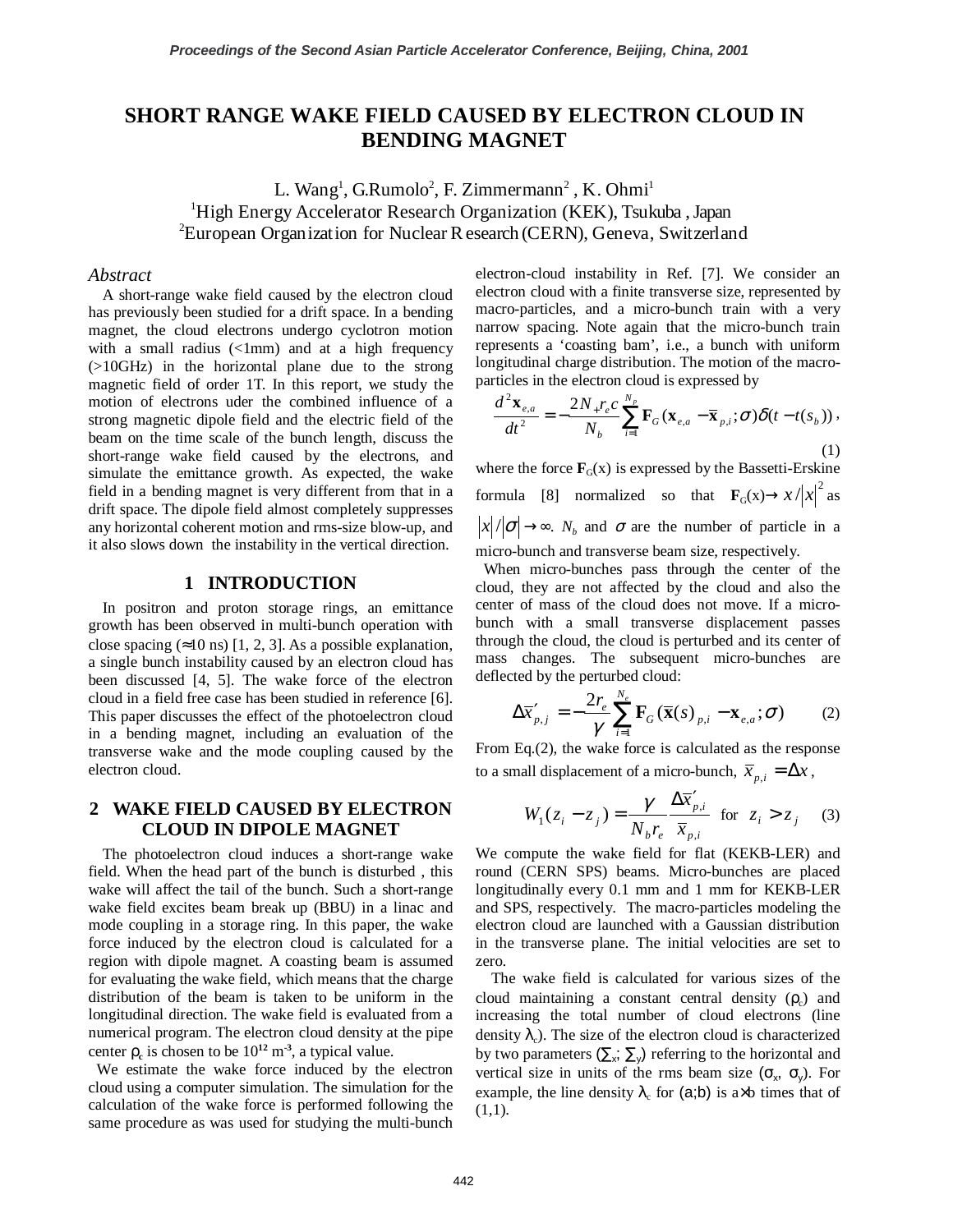# SHORT RANGE WAKE FIELD CAUSED BY ELECTRON CLOUD IN BENDING MAGNET

L. Wang[1], G.Rumolo[2], F. Zimmermann[2], K. Ohmi[1]

[1]High Energy Accelerator Research Organization (KEK), Tsukuba, Japan

[2]European Organization for Nuclear Research (CERN), Geneva, Switzerland

## *Abstract*

A short-range wake field caused by the electron cloud has previously been studied for a drift space. In a bending magnet, the cloud electrons undergo cyclotron motion with a small radius (<1mm) and at a high frequency (>10GHz) in the horizontal plane due to the strong magnetic field of order 1T. In this report, we study the motion of electrons uder the combined influence of a strong magnetic dipole field and the electric field of the beam on the time scale of the bunch length, discuss the short-range wake field caused by the electrons, and simulate the emittance growth. As expected, the wake field in a bending magnet is very different from that in a drift space. The dipole field almost completely suppresses any horizontal coherent motion and rms-size blow-up, and it also slows down the instability in the vertical direction.

## 1 INTRODUCTION

In positron and proton storage rings, an emittance growth has been observed in multi-bunch operation with close spacing (≈10 ns) [1, 2, 3]. As a possible explanation, a single bunch instability caused by an electron cloud has been discussed [4, 5]. The wake force of the electron cloud in a field free case has been studied in reference [6]. This paper discusses the effect of the photoelectron cloud in a bending magnet, including an evaluation of the transverse wake and the mode coupling caused by the electron cloud.

## 2 WAKE FIELD CAUSED BY ELECTRON CLOUD IN DIPOLE MAGNET

The photoelectron cloud induces a short-range wake field. When the head part of the bunch is disturbed , this wake will affect the tail of the bunch. Such a short-range wake field excites beam break up (BBU) in a linac and mode coupling in a storage ring. In this paper, the wake force induced by the electron cloud is calculated for a region with dipole magnet. A coasting beam is assumed for evaluating the wake field, which means that the charge distribution of the beam is taken to be uniform in the longitudinal direction. The wake field is evaluated from a numerical program. The electron cloud density at the pipe center $\rho_c$ is chosen to be $10^{12}$ m$^{-3}$, a typical value.

We estimate the wake force induced by the electron cloud using a computer simulation. The simulation for the calculation of the wake force is performed following the same procedure as was used for studying the multi-bunch electron-cloud instability in Ref. [7]. We consider an electron cloud with a finite transverse size, represented by macro-particles, and a micro-bunch train with a very narrow spacing. Note again that the micro-bunch train represents a 'coasting bam', i.e., a bunch with uniform longitudinal charge distribution. The motion of the macro-particles in the electron cloud is expressed by

$$\frac{d^2\mathbf{x}_{e,a}}{dt^2} = -\frac{2N_+ r_e c}{N_b}\sum_{i=1}^{N_p}\mathbf{F}_G(\mathbf{x}_{e,a} - \overline{\mathbf{x}}_{p,i};\sigma)\delta(t - t(s_b)), \tag{1}$$

where the force $\mathbf{F}_G(\mathbf{x})$ is expressed by the Bassetti-Erskine formula [8] normalized so that $\mathbf{F}_G(\mathbf{x}) \to x/|x|^2$ as $|x|/|\sigma| \to \infty$. $N_b$ and $\sigma$ are the number of particle in a micro-bunch and transverse beam size, respectively.

When micro-bunches pass through the center of the cloud, they are not affected by the cloud and also the center of mass of the cloud does not move. If a micro-bunch with a small transverse displacement passes through the cloud, the cloud is perturbed and its center of mass changes. The subsequent micro-bunches are deflected by the perturbed cloud:

$$\Delta\overline{x}'_{p,j} = -\frac{2r_e}{\gamma}\sum_{i=1}^{N_e}\mathbf{F}_G(\overline{\mathbf{x}}(s)_{p,i} - \mathbf{x}_{e,a};\sigma) \tag{2}$$

From Eq.(2), the wake force is calculated as the response to a small displacement of a micro-bunch, $\overline{x}_{p,i} = \Delta x$,

$$W_1(z_i - z_j) = \frac{\gamma}{N_b r_e}\frac{\Delta\overline{x}'_{p,i}}{\overline{x}_{p,i}} \quad \text{for} \quad z_i > z_j \tag{3}$$

We compute the wake field for flat (KEKB-LER) and round (CERN SPS) beams. Micro-bunches are placed longitudinally every 0.1 mm and 1 mm for KEKB-LER and SPS, respectively. The macro-particles modeling the electron cloud are launched with a Gaussian distribution in the transverse plane. The initial velocities are set to zero.

The wake field is calculated for various sizes of the cloud maintaining a constant central density ($\rho_c$) and increasing the total number of cloud electrons (line density $\lambda_c$). The size of the electron cloud is characterized by two parameters ($\Sigma_x$; $\Sigma_y$) referring to the horizontal and vertical size in units of the rms beam size ($\sigma_x$, $\sigma_y$). For example, the line density $\lambda_c$ for (a;b) is a×b times that of (1,1).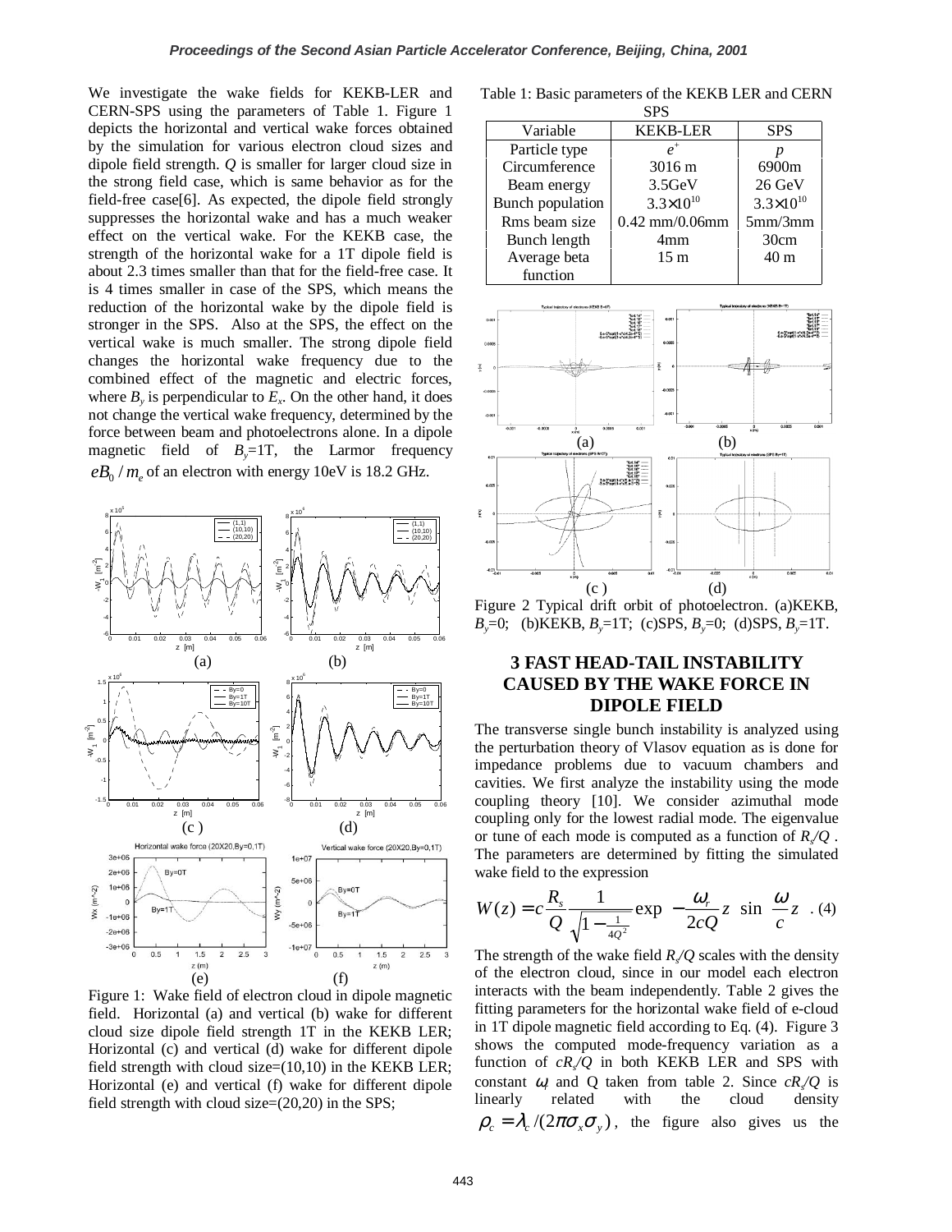We investigate the wake fields for KEKB-LER and CERN-SPS using the parameters of Table 1. Figure 1 depicts the horizontal and vertical wake forces obtained by the simulation for various electron cloud sizes and dipole field strength. *Q* is smaller for larger cloud size in the strong field case, which is same behavior as for the field-free case[6]. As expected, the dipole field strongly suppresses the horizontal wake and has a much weaker effect on the vertical wake. For the KEKB case, the strength of the horizontal wake for a 1T dipole field is about 2.3 times smaller than that for the field-free case. It is 4 times smaller in case of the SPS, which means the reduction of the horizontal wake by the dipole field is stronger in the SPS. Also at the SPS, the effect on the vertical wake is much smaller. The strong dipole field changes the horizontal wake frequency due to the combined effect of the magnetic and electric forces, where $B_y$ is perpendicular to $E_x$. On the other hand, it does not change the vertical wake frequency, determined by the force between beam and photoelectrons alone. In a dipole magnetic field of $B_y$=1T, the Larmor frequency $eB_0/m_e$ of an electron with energy 10eV is 18.2 GHz.

Figure 1: Wake field of electron cloud in dipole magnetic field. Horizontal (a) and vertical (b) wake for different cloud size dipole field strength 1T in the KEKB LER; Horizontal (c) and vertical (d) wake for different dipole field strength with cloud size=(10,10) in the KEKB LER; Horizontal (e) and vertical (f) wake for different dipole field strength with cloud size=(20,20) in the SPS;

Table 1: Basic parameters of the KEKB LER and CERN SPS

| Variable | KEKB-LER | SPS |
|---|---|---|
| Particle type | $e^+$ | $p$ |
| Circumference | 3016 m | 6900m |
| Beam energy | 3.5GeV | 26 GeV |
| Bunch population | $3.3\times10^{10}$ | $3.3\times10^{10}$ |
| Rms beam size | 0.42 mm/0.06mm | 5mm/3mm |
| Bunch length | 4mm | 30cm |
| Average beta function | 15 m | 40 m |

Figure 2 Typical drift orbit of photoelectron. (a)KEKB, $B_y$=0; (b)KEKB, $B_y$=1T; (c)SPS, $B_y$=0; (d)SPS, $B_y$=1T.

## 3 FAST HEAD-TAIL INSTABILITY CAUSED BY THE WAKE FORCE IN DIPOLE FIELD

The transverse single bunch instability is analyzed using the perturbation theory of Vlasov equation as is done for impedance problems due to vacuum chambers and cavities. We first analyze the instability using the mode coupling theory [10]. We consider azimuthal mode coupling only for the lowest radial mode. The eigenvalue or tune of each mode is computed as a function of $R_s/Q$. The parameters are determined by fitting the simulated wake field to the expression

$$W(z) = c\frac{R_s}{Q}\frac{1}{\sqrt{1-\frac{1}{4Q^2}}}\exp\left(-\frac{\omega_r}{2cQ}z\right)\sin\left(\frac{\omega}{c}z\right) \quad (4)$$

The strength of the wake field $R_s/Q$ scales with the density of the electron cloud, since in our model each electron interacts with the beam independently. Table 2 gives the fitting parameters for the horizontal wake field of e-cloud in 1T dipole magnetic field according to Eq. (4). Figure 3 shows the computed mode-frequency variation as a function of $cR_s/Q$ in both KEKB LER and SPS with constant $\omega_r$ and Q taken from table 2. Since $cR_s/Q$ is linearly related with the cloud density $\rho_c = \lambda_c/(2\pi\sigma_x\sigma_y)$, the figure also gives us the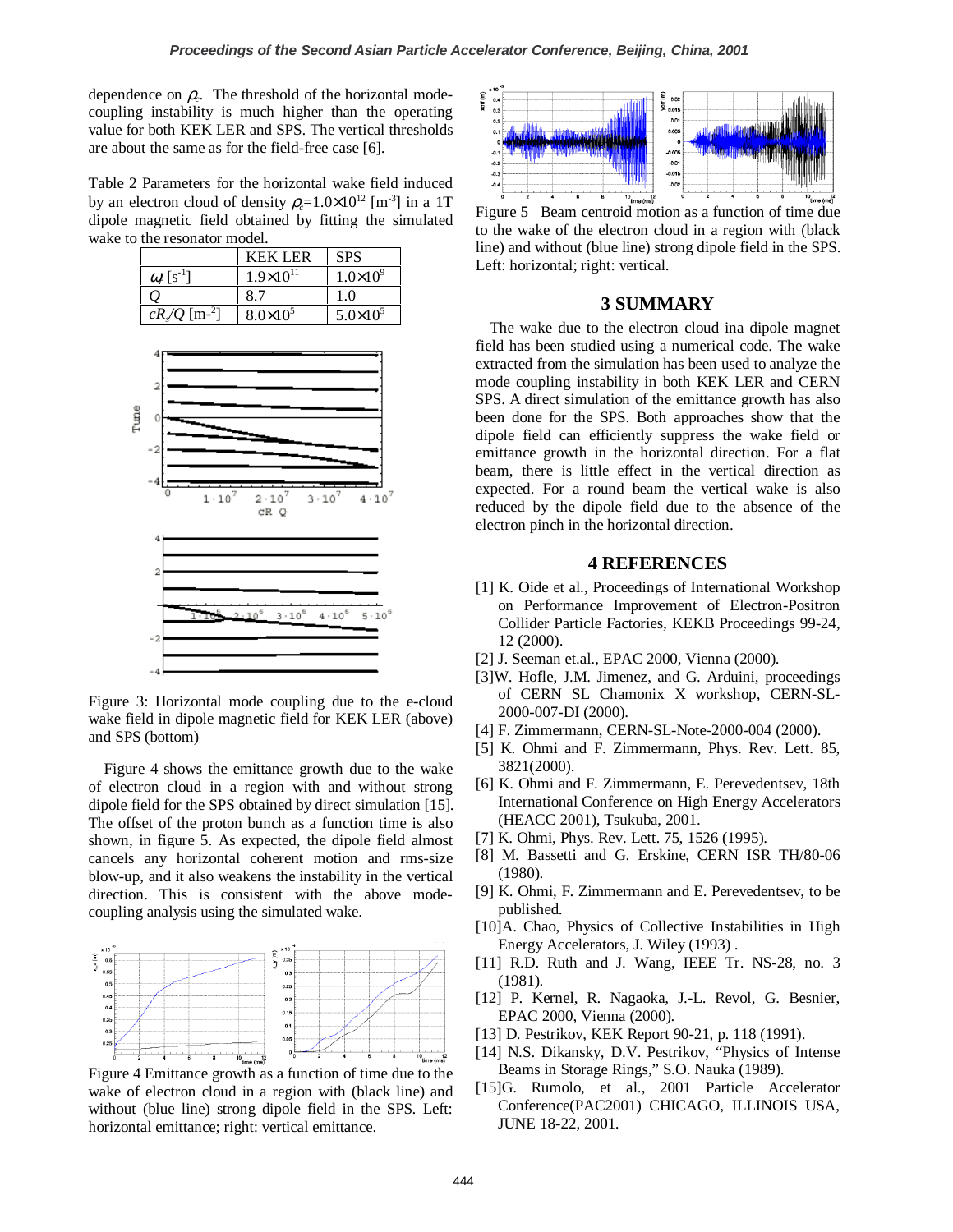dependence on $\rho_c$. The threshold of the horizontal mode-coupling instability is much higher than the operating value for both KEK LER and SPS. The vertical thresholds are about the same as for the field-free case [6].

Table 2 Parameters for the horizontal wake field induced by an electron cloud of density $\rho_c$=1.0×10$^{12}$ [m$^{-3}$] in a 1T dipole magnetic field obtained by fitting the simulated wake to the resonator model.

| | KEK LER | SPS |
|---|---|---|
| $\omega_r$ [s$^{-1}$] | 1.9×10$^{11}$ | 1.0×10$^{9}$ |
| $Q$ | 8.7 | 1.0 |
| $cR_s/Q$ [m$^{-2}$] | 8.0×10$^{5}$ | 5.0×10$^{5}$ |

Tune
4
2
0
-2
-4
0
1·10^7
2·10^7
3·10^7
4·10^7
cR Q

4
2
1·10^6
2·10^6
3·10^6
4·10^6
5·10^6
-2
-4

Figure 3: Horizontal mode coupling due to the e-cloud wake field in dipole magnetic field for KEK LER (above) and SPS (bottom)

Figure 4 shows the emittance growth due to the wake of electron cloud in a region with and without strong dipole field for the SPS obtained by direct simulation [15]. The offset of the proton bunch as a function time is also shown, in figure 5. As expected, the dipole field almost cancels any horizontal coherent motion and rms-size blow-up, and it also weakens the instability in the vertical direction. This is consistent with the above mode-coupling analysis using the simulated wake.

Figure 4 Emittance growth as a function of time due to the wake of electron cloud in a region with (black line) and without (blue line) strong dipole field in the SPS. Left: horizontal emittance; right: vertical emittance.

Figure 5 Beam centroid motion as a function of time due to the wake of the electron cloud in a region with (black line) and without (blue line) strong dipole field in the SPS. Left: horizontal; right: vertical.

## 3 SUMMARY

The wake due to the electron cloud ina dipole magnet field has been studied using a numerical code. The wake extracted from the simulation has been used to analyze the mode coupling instability in both KEK LER and CERN SPS. A direct simulation of the emittance growth has also been done for the SPS. Both approaches show that the dipole field can efficiently suppress the wake field or emittance growth in the horizontal direction. For a flat beam, there is little effect in the vertical direction as expected. For a round beam the vertical wake is also reduced by the dipole field due to the absence of the electron pinch in the horizontal direction.

## 4 REFERENCES

[1] K. Oide et al., Proceedings of International Workshop on Performance Improvement of Electron-Positron Collider Particle Factories, KEKB Proceedings 99-24, 12 (2000).

[2] J. Seeman et.al., EPAC 2000, Vienna (2000).

[3]W. Hofle, J.M. Jimenez, and G. Arduini, proceedings of CERN SL Chamonix X workshop, CERN-SL-2000-007-DI (2000).

[4] F. Zimmermann, CERN-SL-Note-2000-004 (2000).

[5] K. Ohmi and F. Zimmermann, Phys. Rev. Lett. 85, 3821(2000).

[6] K. Ohmi and F. Zimmermann, E. Perevedentsev, 18th International Conference on High Energy Accelerators (HEACC 2001), Tsukuba, 2001.

[7] K. Ohmi, Phys. Rev. Lett. 75, 1526 (1995).

[8] M. Bassetti and G. Erskine, CERN ISR TH/80-06 (1980).

[9] K. Ohmi, F. Zimmermann and E. Perevedentsev, to be published.

[10]A. Chao, Physics of Collective Instabilities in High Energy Accelerators, J. Wiley (1993) .

[11] R.D. Ruth and J. Wang, IEEE Tr. NS-28, no. 3 (1981).

[12] P. Kernel, R. Nagaoka, J.-L. Revol, G. Besnier, EPAC 2000, Vienna (2000).

[13] D. Pestrikov, KEK Report 90-21, p. 118 (1991).

[14] N.S. Dikansky, D.V. Pestrikov, "Physics of Intense Beams in Storage Rings," S.O. Nauka (1989).

[15]G. Rumolo, et al., 2001 Particle Accelerator Conference(PAC2001) CHICAGO, ILLINOIS USA, JUNE 18-22, 2001.